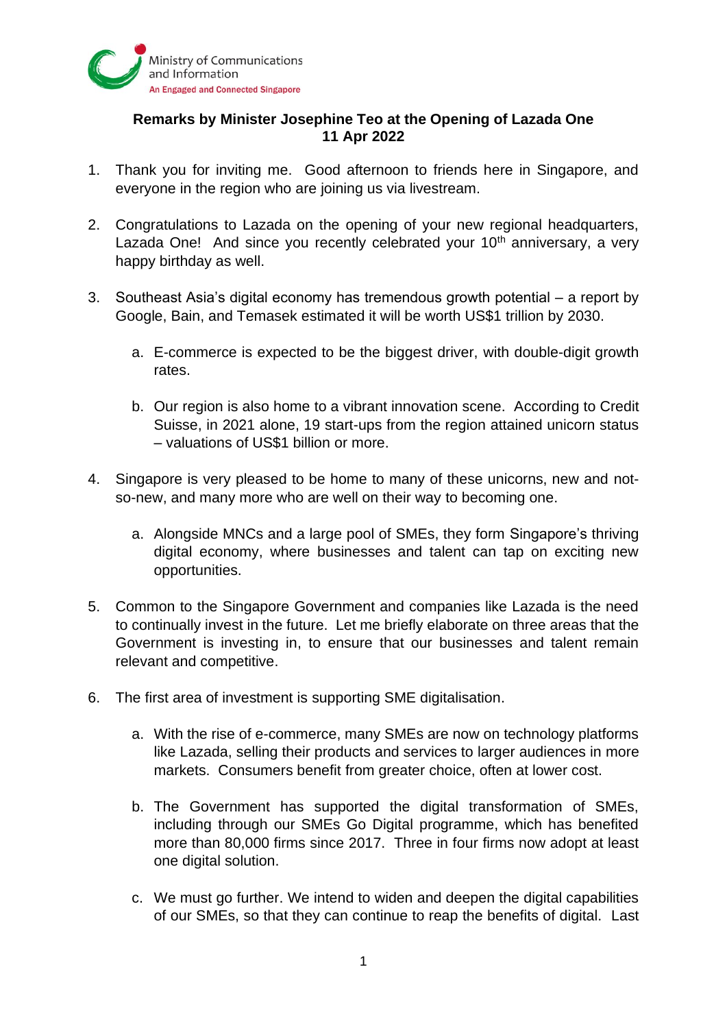Ministry of Communications and Information
An Engaged and Connected Singapore

**Remarks by Minister Josephine Teo at the Opening of Lazada One**
**11 Apr 2022**

1. Thank you for inviting me. Good afternoon to friends here in Singapore, and everyone in the region who are joining us via livestream.

2. Congratulations to Lazada on the opening of your new regional headquarters, Lazada One! And since you recently celebrated your 10th anniversary, a very happy birthday as well.

3. Southeast Asia's digital economy has tremendous growth potential – a report by Google, Bain, and Temasek estimated it will be worth US$1 trillion by 2030.

    a. E-commerce is expected to be the biggest driver, with double-digit growth rates.

    b. Our region is also home to a vibrant innovation scene. According to Credit Suisse, in 2021 alone, 19 start-ups from the region attained unicorn status – valuations of US$1 billion or more.

4. Singapore is very pleased to be home to many of these unicorns, new and not-so-new, and many more who are well on their way to becoming one.

    a. Alongside MNCs and a large pool of SMEs, they form Singapore's thriving digital economy, where businesses and talent can tap on exciting new opportunities.

5. Common to the Singapore Government and companies like Lazada is the need to continually invest in the future. Let me briefly elaborate on three areas that the Government is investing in, to ensure that our businesses and talent remain relevant and competitive.

6. The first area of investment is supporting SME digitalisation.

    a. With the rise of e-commerce, many SMEs are now on technology platforms like Lazada, selling their products and services to larger audiences in more markets. Consumers benefit from greater choice, often at lower cost.

    b. The Government has supported the digital transformation of SMEs, including through our SMEs Go Digital programme, which has benefited more than 80,000 firms since 2017. Three in four firms now adopt at least one digital solution.

    c. We must go further. We intend to widen and deepen the digital capabilities of our SMEs, so that they can continue to reap the benefits of digital. Last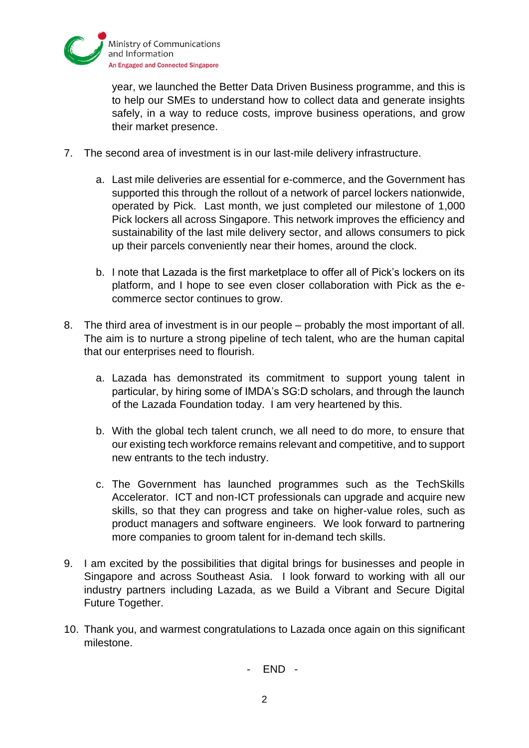year, we launched the Better Data Driven Business programme, and this is to help our SMEs to understand how to collect data and generate insights safely, in a way to reduce costs, improve business operations, and grow their market presence.

7. The second area of investment is in our last-mile delivery infrastructure.

    a. Last mile deliveries are essential for e-commerce, and the Government has supported this through the rollout of a network of parcel lockers nationwide, operated by Pick. Last month, we just completed our milestone of 1,000 Pick lockers all across Singapore. This network improves the efficiency and sustainability of the last mile delivery sector, and allows consumers to pick up their parcels conveniently near their homes, around the clock.

    b. I note that Lazada is the first marketplace to offer all of Pick's lockers on its platform, and I hope to see even closer collaboration with Pick as the e-commerce sector continues to grow.

8. The third area of investment is in our people – probably the most important of all. The aim is to nurture a strong pipeline of tech talent, who are the human capital that our enterprises need to flourish.

    a. Lazada has demonstrated its commitment to support young talent in particular, by hiring some of IMDA's SG:D scholars, and through the launch of the Lazada Foundation today. I am very heartened by this.

    b. With the global tech talent crunch, we all need to do more, to ensure that our existing tech workforce remains relevant and competitive, and to support new entrants to the tech industry.

    c. The Government has launched programmes such as the TechSkills Accelerator. ICT and non-ICT professionals can upgrade and acquire new skills, so that they can progress and take on higher-value roles, such as product managers and software engineers. We look forward to partnering more companies to groom talent for in-demand tech skills.

9. I am excited by the possibilities that digital brings for businesses and people in Singapore and across Southeast Asia. I look forward to working with all our industry partners including Lazada, as we Build a Vibrant and Secure Digital Future Together.

10. Thank you, and warmest congratulations to Lazada once again on this significant milestone.

\- END -